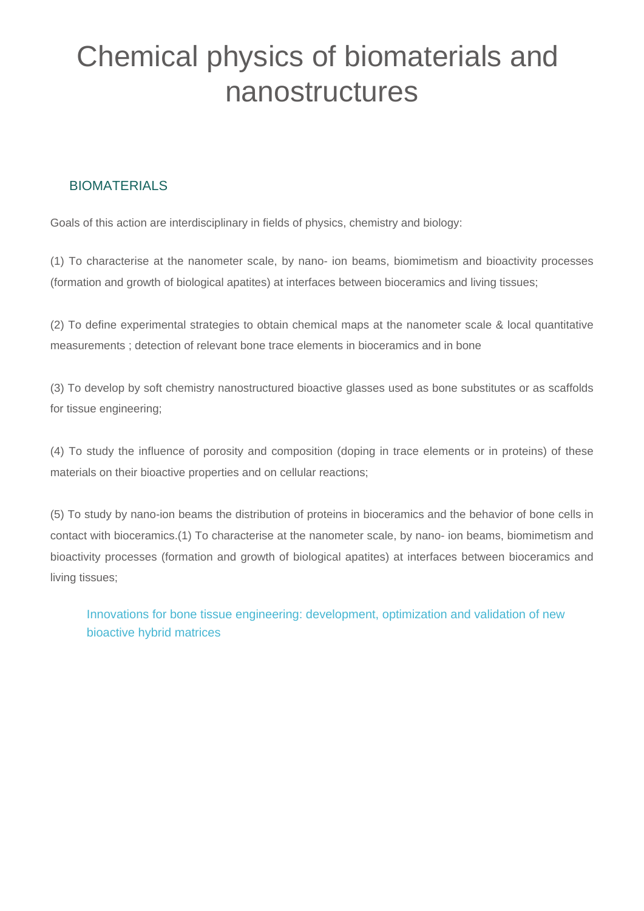# Chemical physics of biomaterials and nanostructures

## BIOMATERIALS

Goals of this action are interdisciplinary in fields of physics, chemistry and biology:

(1) To characterise at the nanometer scale, by nano- ion beams, biomimetism and bioactivity processes (formation and growth of biological apatites) at interfaces between bioceramics and living tissues;

(2) To define experimental strategies to obtain chemical maps at the nanometer scale & local quantitative measurements ; detection of relevant bone trace elements in bioceramics and in bone

(3) To develop by soft chemistry nanostructured bioactive glasses used as bone substitutes or as scaffolds for tissue engineering;

(4) To study the influence of porosity and composition (doping in trace elements or in proteins) of these materials on their bioactive properties and on cellular reactions;

(5) To study by nano-ion beams the distribution of proteins in bioceramics and the behavior of bone cells in contact with bioceramics.(1) To characterise at the nanometer scale, by nano- ion beams, biomimetism and bioactivity processes (formation and growth of biological apatites) at interfaces between bioceramics and living tissues;

> Innovations for bone tissue engineering: development, optimization and validation of new bioactive hybrid matrices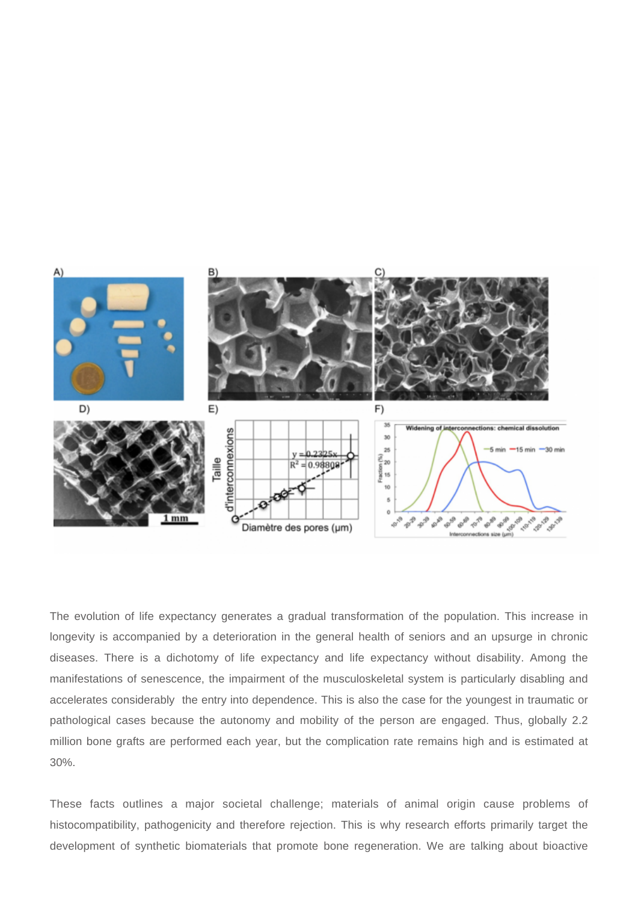The evolution of life expectancy generates a gradual transformation of the population. This increase in longevity is accompanied by a deterioration in the general health of seniors and an upsurge in chronic diseases. There is a dichotomy of life expectancy and life expectancy without disability. Among the manifestations of senescence, the impairment of the musculoskeletal system is particularly disabling and accelerates considerably the entry into dependence. This is also the case for the youngest in traumatic or pathological cases because the autonomy and mobility of the person are engaged. Thus, globally 2.2 million bone grafts are performed each year, but the complication rate remains high and is estimated at 30%.

These facts outlines a major societal challenge; materials of animal origin cause problems of histocompatibility, pathogenicity and therefore rejection. This is why research efforts primarily target the development of synthetic biomaterials that promote bone regeneration. We are talking about bioactive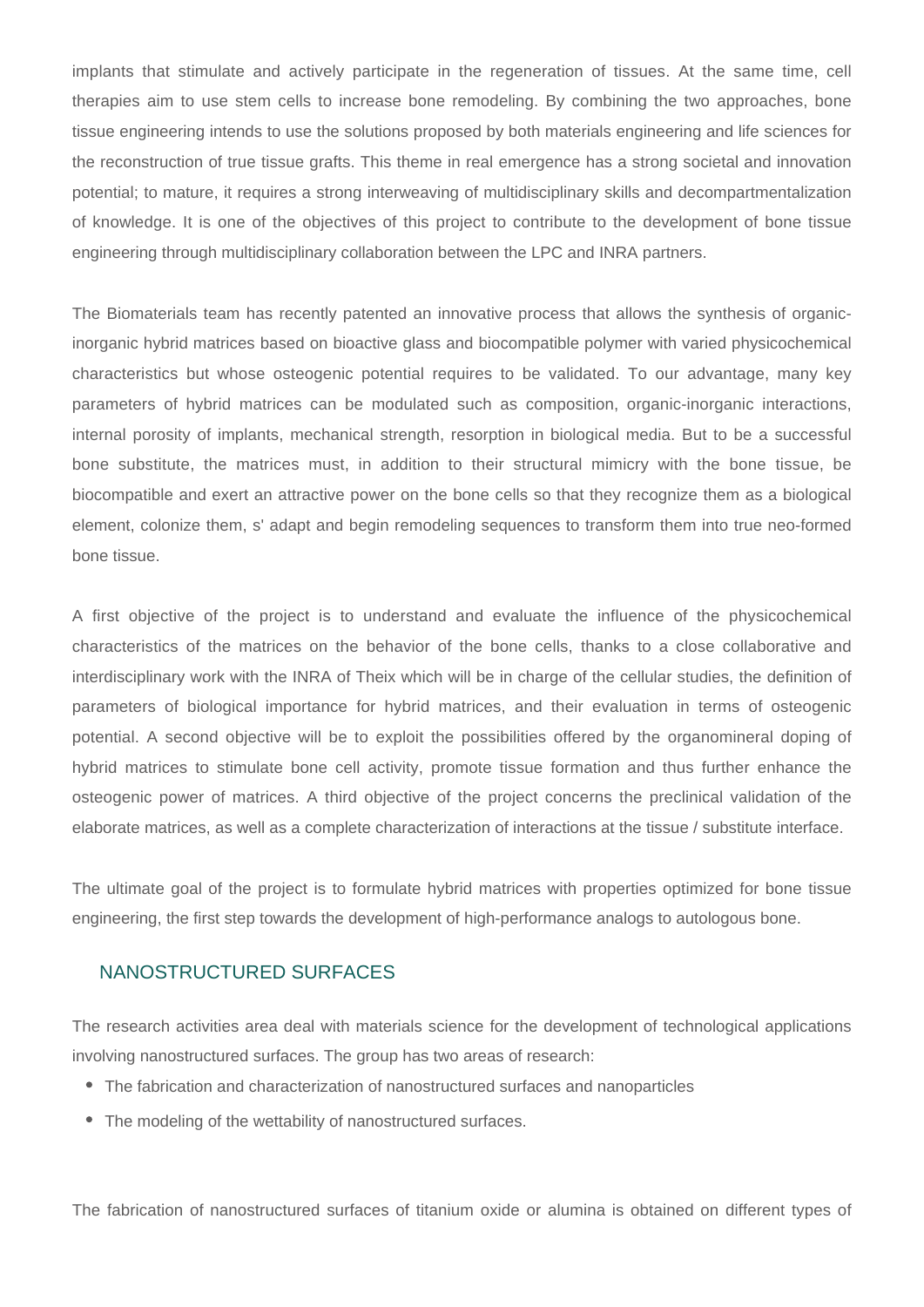implants that stimulate and actively participate in the regeneration of tissues. At the same time, cell therapies aim to use stem cells to increase bone remodeling. By combining the two approaches, bone tissue engineering intends to use the solutions proposed by both materials engineering and life sciences for the reconstruction of true tissue grafts. This theme in real emergence has a strong societal and innovation potential; to mature, it requires a strong interweaving of multidisciplinary skills and decompartmentalization of knowledge. It is one of the objectives of this project to contribute to the development of bone tissue engineering through multidisciplinary collaboration between the LPC and INRA partners.

The Biomaterials team has recently patented an innovative process that allows the synthesis of organic-inorganic hybrid matrices based on bioactive glass and biocompatible polymer with varied physicochemical characteristics but whose osteogenic potential requires to be validated. To our advantage, many key parameters of hybrid matrices can be modulated such as composition, organic-inorganic interactions, internal porosity of implants, mechanical strength, resorption in biological media. But to be a successful bone substitute, the matrices must, in addition to their structural mimicry with the bone tissue, be biocompatible and exert an attractive power on the bone cells so that they recognize them as a biological element, colonize them, s' adapt and begin remodeling sequences to transform them into true neo-formed bone tissue.

A first objective of the project is to understand and evaluate the influence of the physicochemical characteristics of the matrices on the behavior of the bone cells, thanks to a close collaborative and interdisciplinary work with the INRA of Theix which will be in charge of the cellular studies, the definition of parameters of biological importance for hybrid matrices, and their evaluation in terms of osteogenic potential. A second objective will be to exploit the possibilities offered by the organomineral doping of hybrid matrices to stimulate bone cell activity, promote tissue formation and thus further enhance the osteogenic power of matrices. A third objective of the project concerns the preclinical validation of the elaborate matrices, as well as a complete characterization of interactions at the tissue / substitute interface.

The ultimate goal of the project is to formulate hybrid matrices with properties optimized for bone tissue engineering, the first step towards the development of high-performance analogs to autologous bone.

## NANOSTRUCTURED SURFACES

The research activities area deal with materials science for the development of technological applications involving nanostructured surfaces. The group has two areas of research:

- The fabrication and characterization of nanostructured surfaces and nanoparticles
- The modeling of the wettability of nanostructured surfaces.

The fabrication of nanostructured surfaces of titanium oxide or alumina is obtained on different types of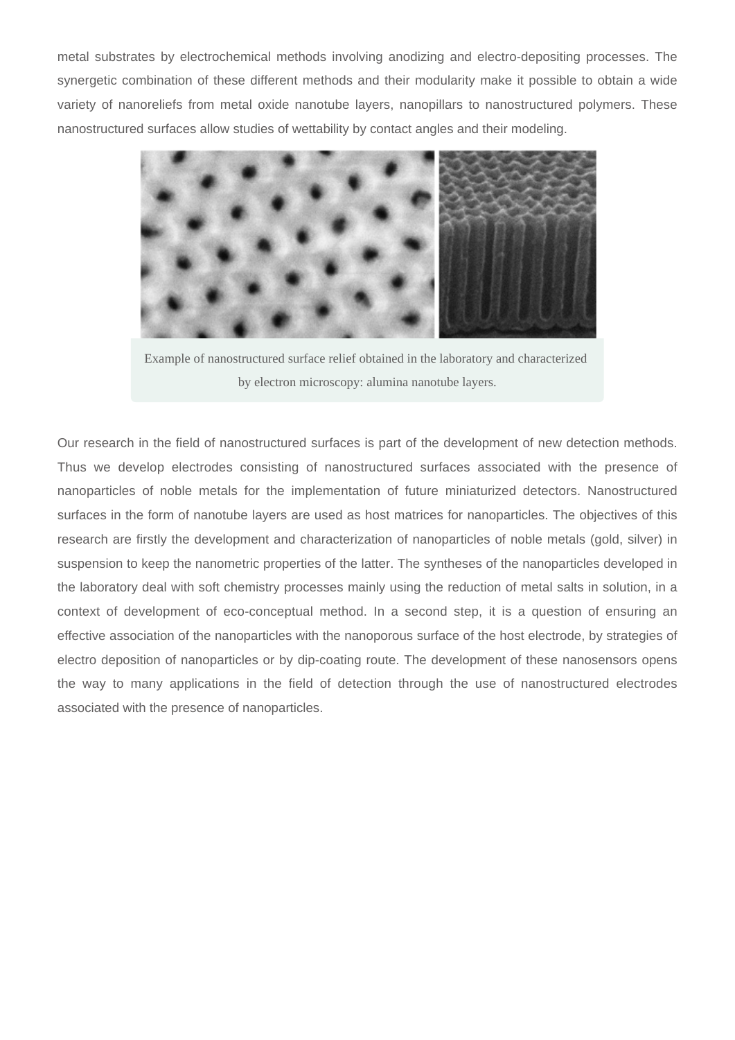metal substrates by electrochemical methods involving anodizing and electro-depositing processes. The synergetic combination of these different methods and their modularity make it possible to obtain a wide variety of nanoreliefs from metal oxide nanotube layers, nanopillars to nanostructured polymers. These nanostructured surfaces allow studies of wettability by contact angles and their modeling.

Example of nanostructured surface relief obtained in the laboratory and characterized by electron microscopy: alumina nanotube layers.

Our research in the field of nanostructured surfaces is part of the development of new detection methods. Thus we develop electrodes consisting of nanostructured surfaces associated with the presence of nanoparticles of noble metals for the implementation of future miniaturized detectors. Nanostructured surfaces in the form of nanotube layers are used as host matrices for nanoparticles. The objectives of this research are firstly the development and characterization of nanoparticles of noble metals (gold, silver) in suspension to keep the nanometric properties of the latter. The syntheses of the nanoparticles developed in the laboratory deal with soft chemistry processes mainly using the reduction of metal salts in solution, in a context of development of eco-conceptual method. In a second step, it is a question of ensuring an effective association of the nanoparticles with the nanoporous surface of the host electrode, by strategies of electro deposition of nanoparticles or by dip-coating route. The development of these nanosensors opens the way to many applications in the field of detection through the use of nanostructured electrodes associated with the presence of nanoparticles.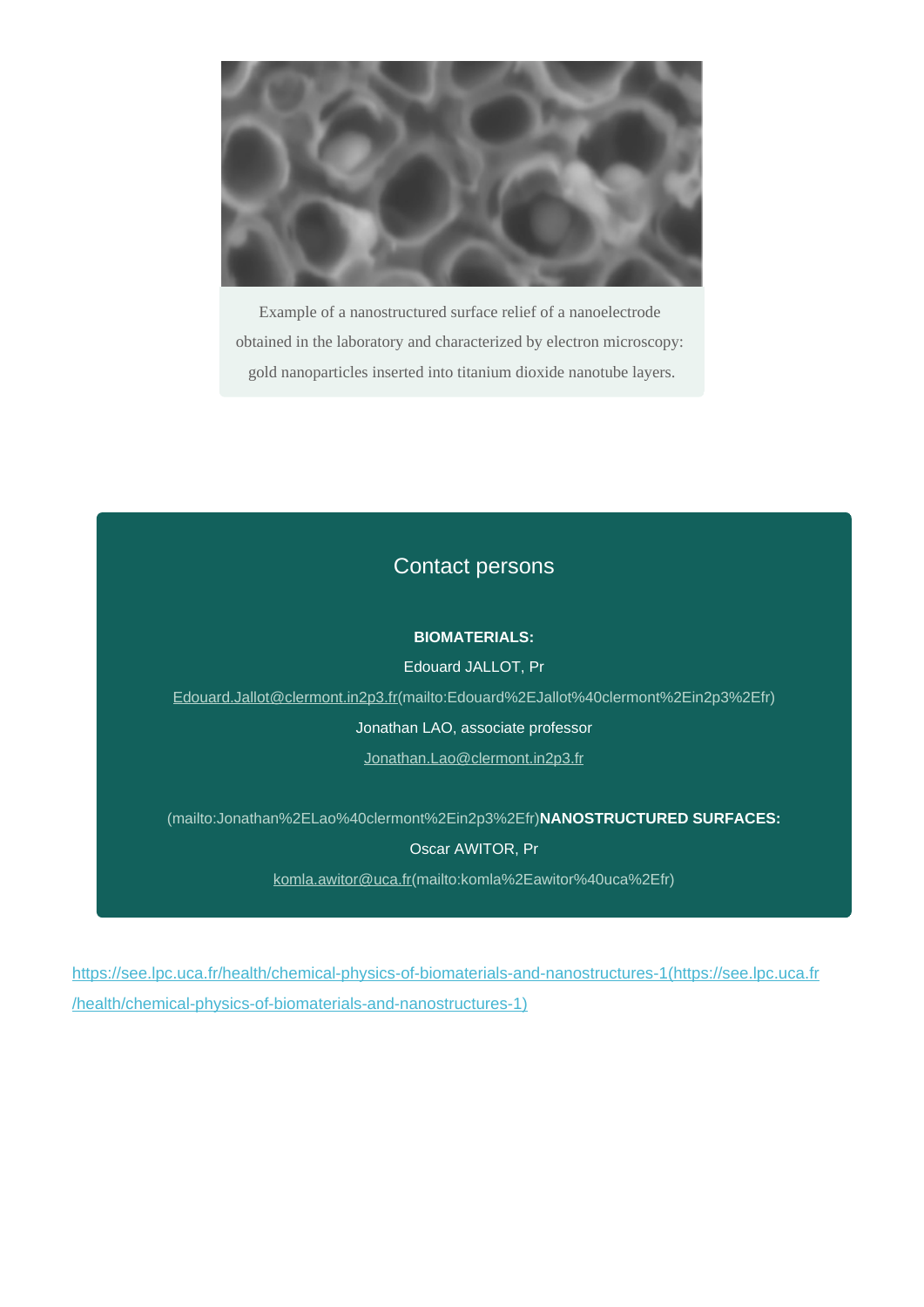Example of a nanostructured surface relief of a nanoelectrode obtained in the laboratory and characterized by electron microscopy: gold nanoparticles inserted into titanium dioxide nanotube layers.

## Contact persons

**BIOMATERIALS:**

Edouard JALLOT, Pr

Edouard.Jallot@clermont.in2p3.fr(mailto:Edouard%2EJallot%40clermont%2Ein2p3%2Efr)

Jonathan LAO, associate professor

Jonathan.Lao@clermont.in2p3.fr

(mailto:Jonathan%2ELao%40clermont%2Ein2p3%2Efr)**NANOSTRUCTURED SURFACES:**

Oscar AWITOR, Pr

komla.awitor@uca.fr(mailto:komla%2Eawitor%40uca%2Efr)

https://see.lpc.uca.fr/health/chemical-physics-of-biomaterials-and-nanostructures-1(https://see.lpc.uca.fr/health/chemical-physics-of-biomaterials-and-nanostructures-1)